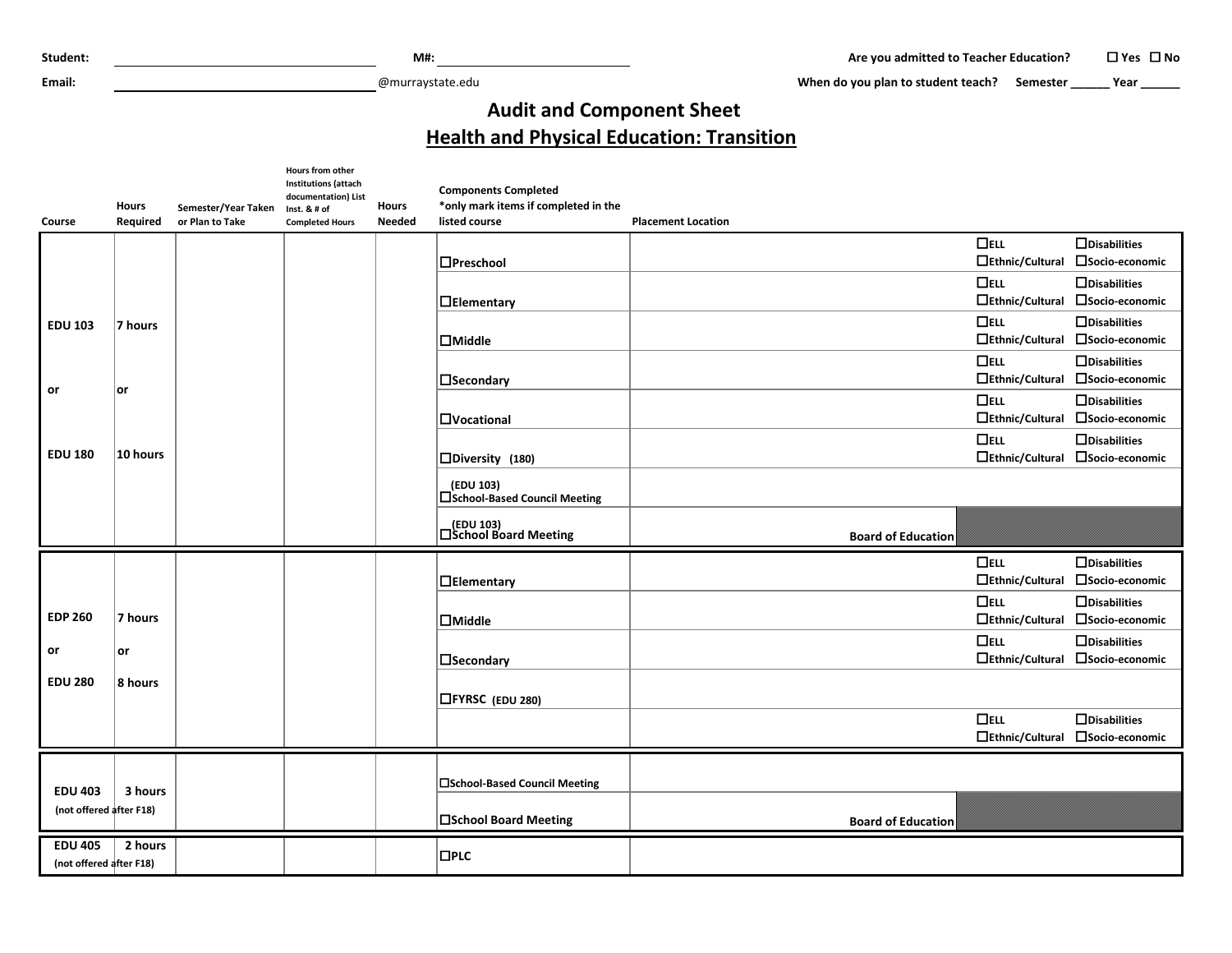Student: ______________________ M#: ______________________ Are you admitted to Teacher Education? ☐ Yes ☐ No

Email: ______________________@murraystate.edu When do you plan to student teach? Semester ______ Year ______

# Audit and Component Sheet

## Health and Physical Education: Transition

| Course | Hours Required | Semester/Year Taken or Plan to Take | Hours from other Institutions (attach documentation) List Inst. & # of Completed Hours | Hours Needed | Components Completed *only mark items if completed in the listed course | Placement Location | | |
|---|---|---|---|---|---|---|---|---|
| EDU 103 | 7 hours | | | | ☐Preschool | | ☐ELL ☐Ethnic/Cultural | ☐Disabilities ☐Socio-economic |
| | | | | | ☐Elementary | | ☐ELL ☐Ethnic/Cultural | ☐Disabilities ☐Socio-economic |
| or | or | | | | ☐Middle | | ☐ELL ☐Ethnic/Cultural | ☐Disabilities ☐Socio-economic |
| | | | | | ☐Secondary | | ☐ELL ☐Ethnic/Cultural | ☐Disabilities ☐Socio-economic |
| EDU 180 | 10 hours | | | | ☐Vocational | | ☐ELL ☐Ethnic/Cultural | ☐Disabilities ☐Socio-economic |
| | | | | | ☐Diversity (180) | | ☐ELL ☐Ethnic/Cultural | ☐Disabilities ☐Socio-economic |
| | | | | | (EDU 103) ☐School-Based Council Meeting | | | |
| | | | | | (EDU 103) ☐School Board Meeting | Board of Education | | |
| EDP 260 | 7 hours | | | | ☐Elementary | | ☐ELL ☐Ethnic/Cultural | ☐Disabilities ☐Socio-economic |
| or | or | | | | ☐Middle | | ☐ELL ☐Ethnic/Cultural | ☐Disabilities ☐Socio-economic |
| EDU 280 | 8 hours | | | | ☐Secondary | | ☐ELL ☐Ethnic/Cultural | ☐Disabilities ☐Socio-economic |
| | | | | | ☐FYRSC (EDU 280) | | | |
| | | | | | | | ☐ELL ☐Ethnic/Cultural | ☐Disabilities ☐Socio-economic |
| EDU 403 (not offered after F18) | 3 hours | | | | ☐School-Based Council Meeting | | | |
| | | | | | ☐School Board Meeting | Board of Education | | |
| EDU 405 (not offered after F18) | 2 hours | | | | ☐PLC | | | |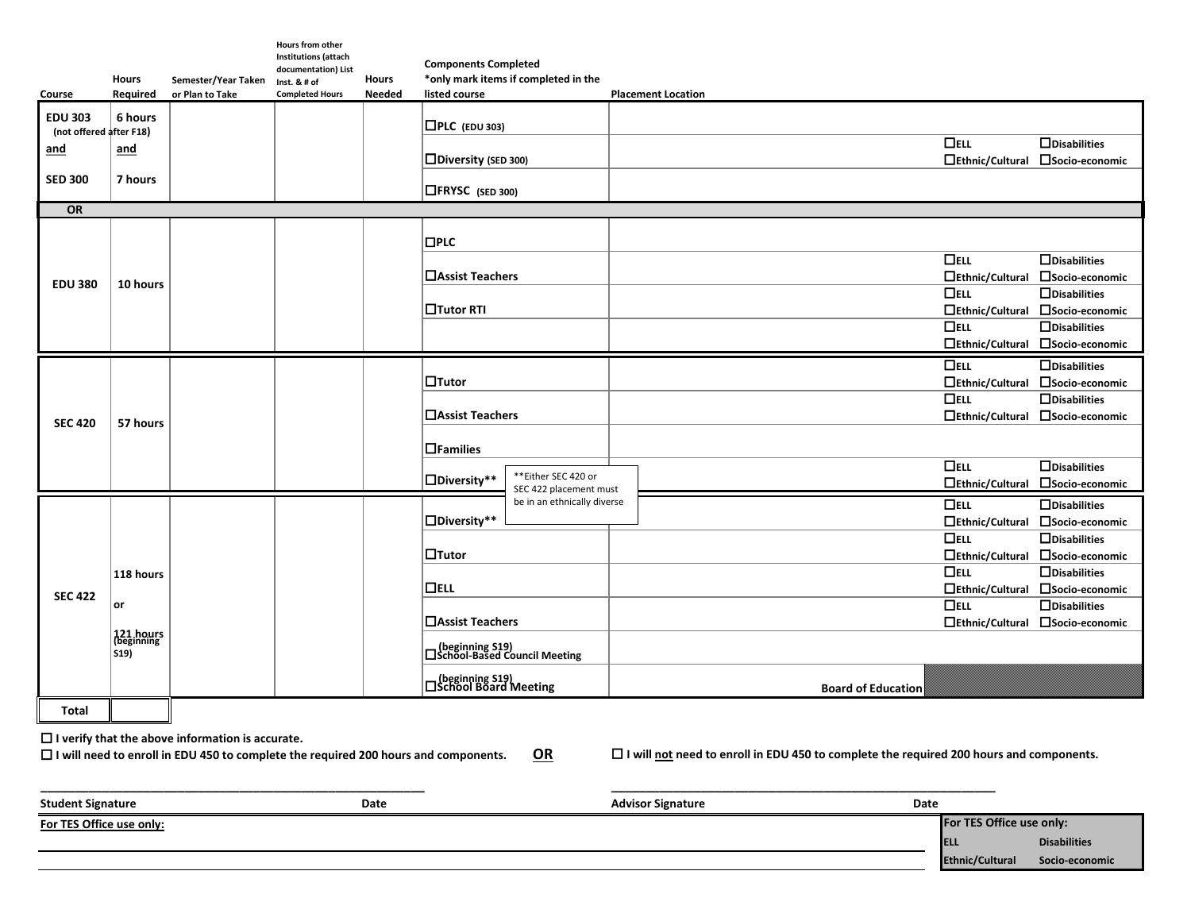| Course | Hours Required | Semester/Year Taken or Plan to Take | Hours from other Institutions (attach documentation) List Inst. & # of Completed Hours | Hours Needed | Components Completed *only mark items if completed in the listed course | Placement Location | | |
|---|---|---|---|---|---|---|---|---|
| EDU 303 (not offered after F18) | 6 hours | | | | ☐PLC (EDU 303) | | | |
| and | and | | | | ☐Diversity (SED 300) | | ☐ELL ☐Ethnic/Cultural | ☐Disabilities ☐Socio-economic |
| SED 300 | 7 hours | | | | ☐FRYSC (SED 300) | | | |
| OR | | | | | | | | |
| EDU 380 | 10 hours | | | | ☐PLC | | | |
| | | | | | ☐Assist Teachers | | ☐ELL ☐Ethnic/Cultural | ☐Disabilities ☐Socio-economic |
| | | | | | ☐Tutor RTI | | ☐ELL ☐Ethnic/Cultural | ☐Disabilities ☐Socio-economic |
| | | | | | | | ☐ELL ☐Ethnic/Cultural | ☐Disabilities ☐Socio-economic |
| SEC 420 | 57 hours | | | | ☐Tutor | | ☐ELL ☐Ethnic/Cultural | ☐Disabilities ☐Socio-economic |
| | | | | | ☐Assist Teachers | | ☐ELL ☐Ethnic/Cultural | ☐Disabilities ☐Socio-economic |
| | | | | | ☐Families | | | |
| | | | | | ☐Diversity** | | ☐ELL ☐Ethnic/Cultural | ☐Disabilities ☐Socio-economic |
| SEC 422 | 118 hours or 121 hours (beginning S19) | | | | ☐Diversity** | | ☐ELL ☐Ethnic/Cultural | ☐Disabilities ☐Socio-economic |
| | | | | | ☐Tutor | | ☐ELL ☐Ethnic/Cultural | ☐Disabilities ☐Socio-economic |
| | | | | | ☐ELL | | ☐ELL ☐Ethnic/Cultural | ☐Disabilities ☐Socio-economic |
| | | | | | ☐Assist Teachers | | ☐ELL ☐Ethnic/Cultural | ☐Disabilities ☐Socio-economic |
| | | | | | ☐(beginning S19) School-Based Council Meeting | | | |
| | | | | | ☐(beginning S19) School Board Meeting | Board of Education | | |
| Total | | | | | | | | |

**Either SEC 420 or SEC 422 placement must be in an ethnically diverse

☐ I verify that the above information is accurate.

☐ I will need to enroll in EDU 450 to complete the required 200 hours and components. **OR** ☐ I will not need to enroll in EDU 450 to complete the required 200 hours and components.

\_\_\_\_\_\_\_\_\_\_\_\_\_\_\_\_\_\_\_\_\_\_\_\_\_\_\_\_\_\_\_\_\_\_\_\_\_\_\_\_\_\_\_\_\_\_\_\_\_\_\_\_
**Student Signature** **Date**

\_\_\_\_\_\_\_\_\_\_\_\_\_\_\_\_\_\_\_\_\_\_\_\_\_\_\_\_\_\_\_\_\_\_\_\_\_\_\_\_\_\_\_\_\_\_\_\_\_\_\_\_
**Advisor Signature** **Date**

**For TES Office use only:**

| For TES Office use only: | |
|---|---|
| ELL | Disabilities |
| Ethnic/Cultural | Socio-economic |